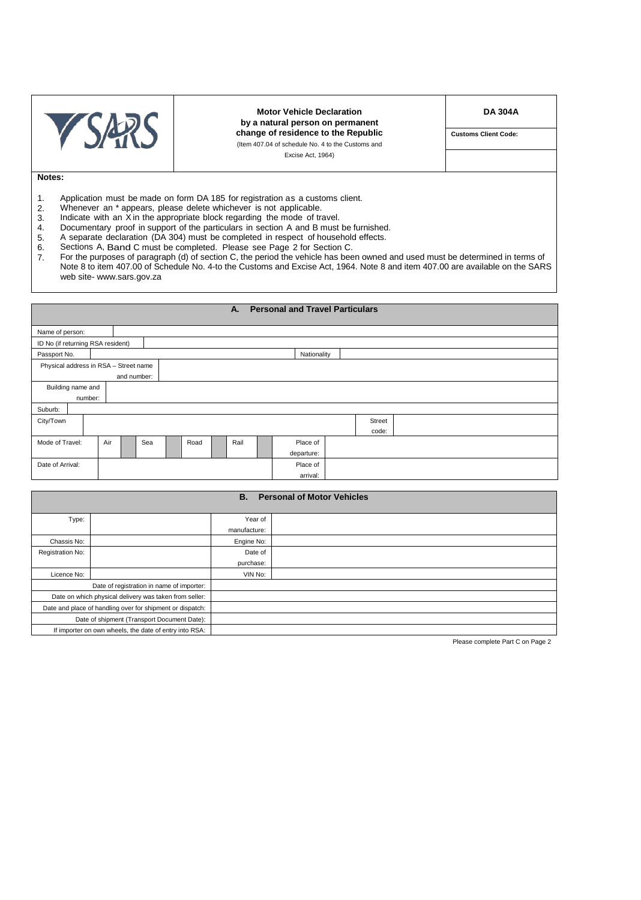| SARS | **Motor Vehicle Declaration by a natural person on permanent change of residence to the Republic** (Item 407.04 of schedule No. 4 to the Customs and Excise Act, 1964) | **DA 304A** |
|---|---|---|
| | | **Customs Client Code:** |
| | | |

**Notes:**

1. Application must be made on form DA 185 for registration as a customs client.
2. Whenever an * appears, please delete whichever is not applicable.
3. Indicate with an X in the appropriate block regarding the mode of travel.
4. Documentary proof in support of the particulars in section A and B must be furnished.
5. A separate declaration (DA 304) must be completed in respect of household effects.
6. Sections A, Band C must be completed. Please see Page 2 for Section C.
7. For the purposes of paragraph (d) of section C, the period the vehicle has been owned and used must be determined in terms of Note 8 to item 407.00 of Schedule No. 4-to the Customs and Excise Act, 1964. Note 8 and item 407.00 are available on the SARS web site- www.sars.gov.za

## A. Personal and Travel Particulars

| | | | | | | | | | | | |
|---|---|---|---|---|---|---|---|---|---|---|---|
| Name of person: | | | | | | | | | | | |
| ID No (if returning RSA resident) | | | | | | | | | | | |
| Passport No. | | | | | | | | | Nationality | | |
| Physical address in RSA – Street name and number: | | | | | | | | | | | |
| Building name and number: | | | | | | | | | | | |
| Suburb: | | | | | | | | | | | |
| City/Town | | | | | | | | | | Street code: | |
| Mode of Travel: | Air | | Sea | | Road | | Rail | | Place of departure: | | |
| Date of Arrival: | | | | | | | | | Place of arrival: | | |

## B. Personal of Motor Vehicles

| | | | |
|---|---|---|---|
| Type: | | Year of manufacture: | |
| Chassis No: | | Engine No: | |
| Registration No: | | Date of purchase: | |
| Licence No: | | VIN No: | |
| Date of registration in name of importer: | | | |
| Date on which physical delivery was taken from seller: | | | |
| Date and place of handling over for shipment or dispatch: | | | |
| Date of shipment (Transport Document Date): | | | |
| If importer on own wheels, the date of entry into RSA: | | | |

Please complete Part C on Page 2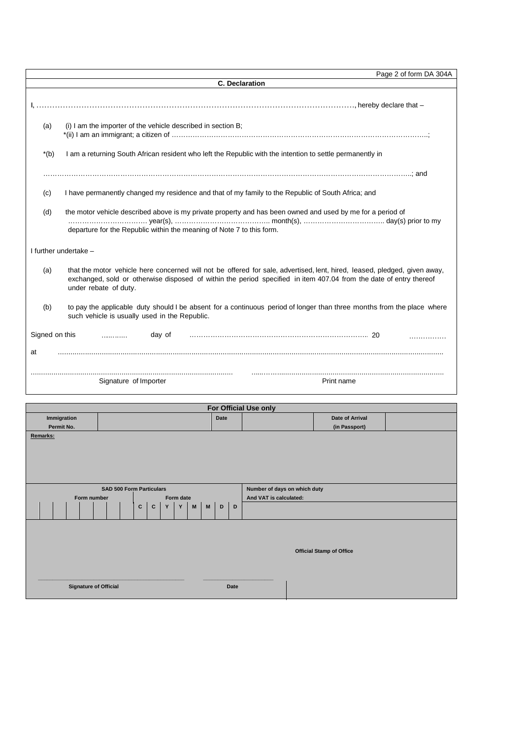## C. Declaration

I, ……………………………………………………………………………………………………………, hereby declare that –

(a) (i) I am the importer of the vehicle described in section B;
*(ii) I am an immigrant; a citizen of …………………………………………………………………………………………………..;

*(b) I am a returning South African resident who left the Republic with the intention to settle permanently in

……………………………………………………………………………………………………………………………………..; and

(c) I have permanently changed my residence and that of my family to the Republic of South Africa; and

(d) the motor vehicle described above is my private property and has been owned and used by me for a period of …………………………… year(s), ………………………………….. month(s), …………………………….. day(s) prior to my departure for the Republic within the meaning of Note 7 to this form.

I further undertake –

(a) that the motor vehicle here concerned will not be offered for sale, advertised, lent, hired, leased, pledged, given away, exchanged, sold or otherwise disposed of within the period specified in item 407.04 from the date of entry thereof under rebate of duty.

(b) to pay the applicable duty should I be absent for a continuous period of longer than three months from the place where such vehicle is usually used in the Republic.

Signed on this ………… day of …………………………………………………………………….. 20 ……………

at ……………………………………………………………………………………………………………………………………

……………………………………………………… ………………………………………………………
Signature of Importer Print name

**For Official Use only**

| | | | | | |
|---|---|---|---|---|---|
| **Immigration Permit No.** | | **Date** | | **Date of Arrival (in Passport)** | |

**Remarks:**

**SAD 500 Form Particulars**

| Form number | | | | | | | | | Form date | | | | | | | | Number of days on which duty And VAT is calculated: |
|---|---|---|---|---|---|---|---|---|---|---|---|---|---|---|---|---|---|
| | | | | | | | | | **C** | **C** | **Y** | **Y** | **M** | **M** | **D** | **D** | |

**Official Stamp of Office**

**Signature of Official** **Date**